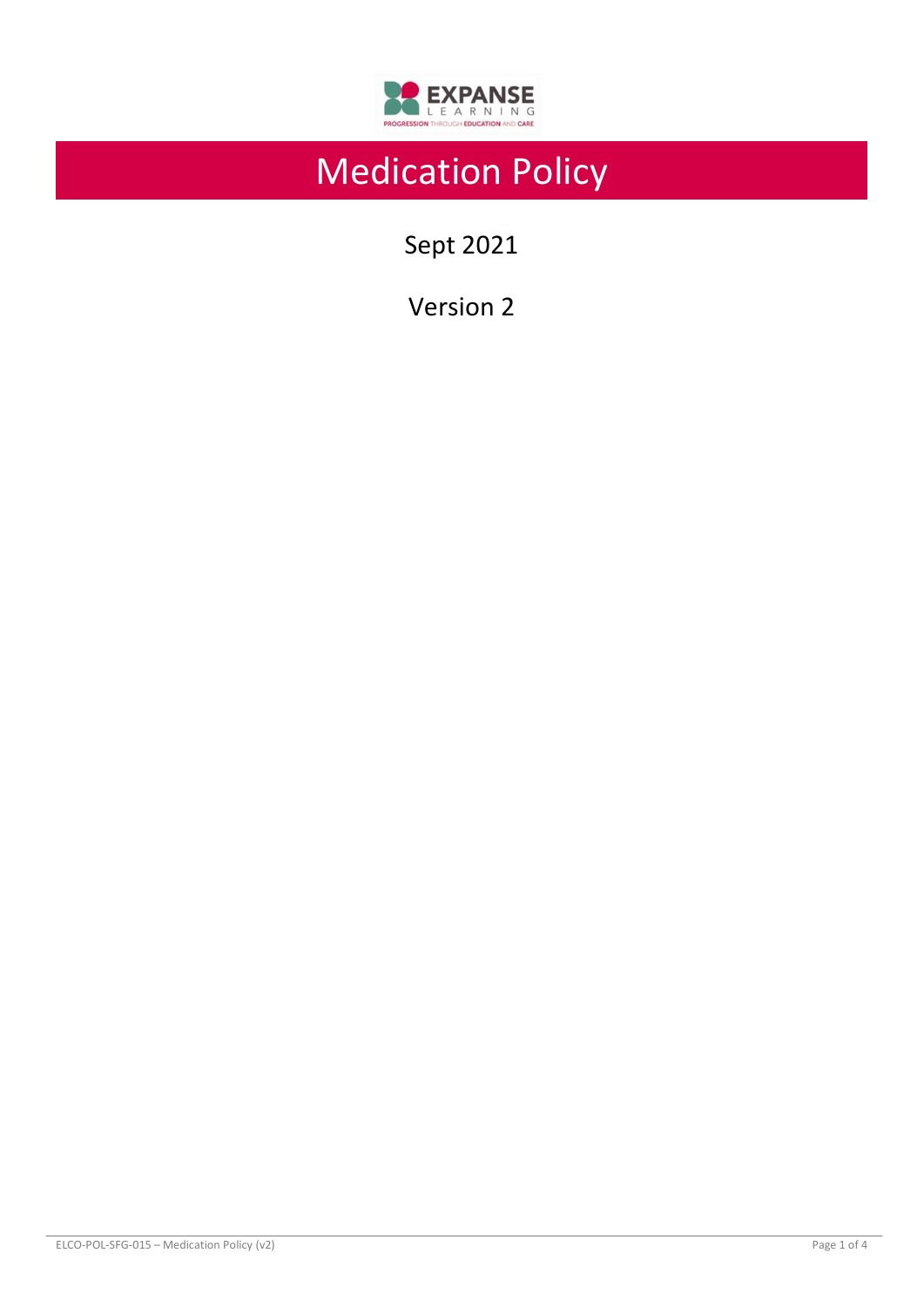# Medication Policy

Sept 2021

Version 2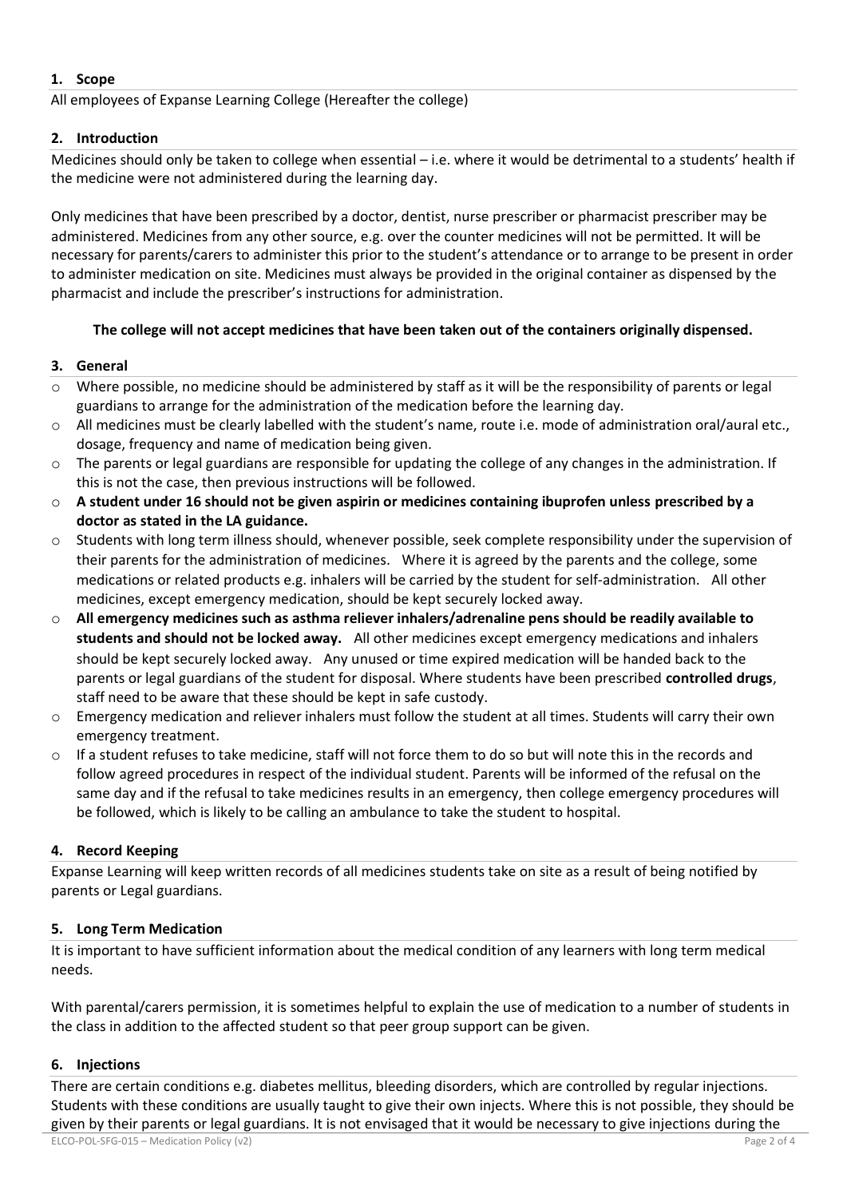## 1. Scope

All employees of Expanse Learning College (Hereafter the college)

## 2. Introduction

Medicines should only be taken to college when essential – i.e. where it would be detrimental to a students' health if the medicine were not administered during the learning day.

Only medicines that have been prescribed by a doctor, dentist, nurse prescriber or pharmacist prescriber may be administered. Medicines from any other source, e.g. over the counter medicines will not be permitted. It will be necessary for parents/carers to administer this prior to the student's attendance or to arrange to be present in order to administer medication on site. Medicines must always be provided in the original container as dispensed by the pharmacist and include the prescriber's instructions for administration.

**The college will not accept medicines that have been taken out of the containers originally dispensed.**

## 3. General

- Where possible, no medicine should be administered by staff as it will be the responsibility of parents or legal guardians to arrange for the administration of the medication before the learning day.
- All medicines must be clearly labelled with the student's name, route i.e. mode of administration oral/aural etc., dosage, frequency and name of medication being given.
- The parents or legal guardians are responsible for updating the college of any changes in the administration. If this is not the case, then previous instructions will be followed.
- **A student under 16 should not be given aspirin or medicines containing ibuprofen unless prescribed by a doctor as stated in the LA guidance.**
- Students with long term illness should, whenever possible, seek complete responsibility under the supervision of their parents for the administration of medicines. Where it is agreed by the parents and the college, some medications or related products e.g. inhalers will be carried by the student for self-administration. All other medicines, except emergency medication, should be kept securely locked away.
- **All emergency medicines such as asthma reliever inhalers/adrenaline pens should be readily available to students and should not be locked away.** All other medicines except emergency medications and inhalers should be kept securely locked away. Any unused or time expired medication will be handed back to the parents or legal guardians of the student for disposal. Where students have been prescribed **controlled drugs**, staff need to be aware that these should be kept in safe custody.
- Emergency medication and reliever inhalers must follow the student at all times. Students will carry their own emergency treatment.
- If a student refuses to take medicine, staff will not force them to do so but will note this in the records and follow agreed procedures in respect of the individual student. Parents will be informed of the refusal on the same day and if the refusal to take medicines results in an emergency, then college emergency procedures will be followed, which is likely to be calling an ambulance to take the student to hospital.

## 4. Record Keeping

Expanse Learning will keep written records of all medicines students take on site as a result of being notified by parents or Legal guardians.

## 5. Long Term Medication

It is important to have sufficient information about the medical condition of any learners with long term medical needs.

With parental/carers permission, it is sometimes helpful to explain the use of medication to a number of students in the class in addition to the affected student so that peer group support can be given.

## 6. Injections

There are certain conditions e.g. diabetes mellitus, bleeding disorders, which are controlled by regular injections. Students with these conditions are usually taught to give their own injects. Where this is not possible, they should be given by their parents or legal guardians. It is not envisaged that it would be necessary to give injections during the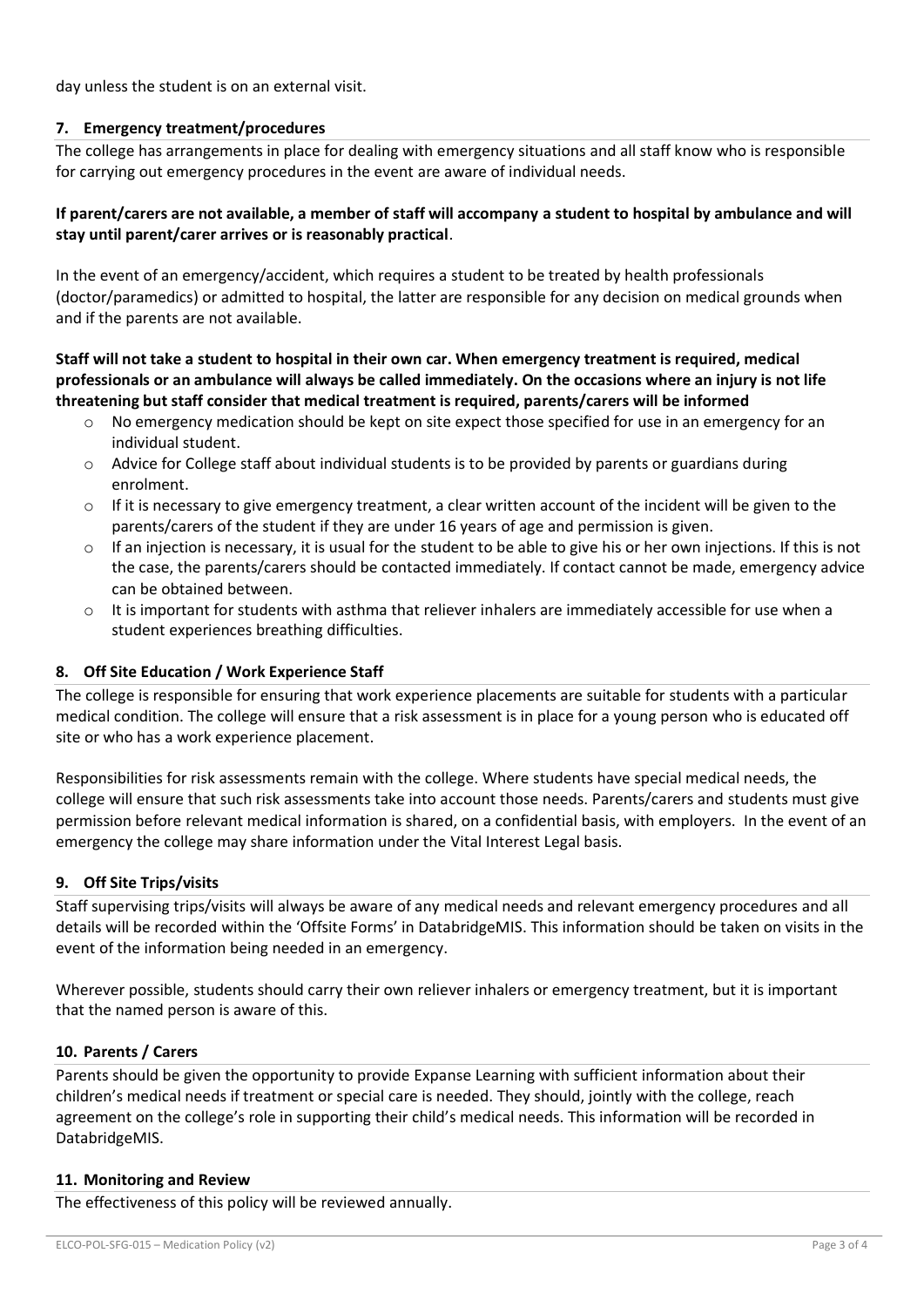day unless the student is on an external visit.

## 7. Emergency treatment/procedures

The college has arrangements in place for dealing with emergency situations and all staff know who is responsible for carrying out emergency procedures in the event are aware of individual needs.

**If parent/carers are not available, a member of staff will accompany a student to hospital by ambulance and will stay until parent/carer arrives or is reasonably practical**.

In the event of an emergency/accident, which requires a student to be treated by health professionals (doctor/paramedics) or admitted to hospital, the latter are responsible for any decision on medical grounds when and if the parents are not available.

**Staff will not take a student to hospital in their own car. When emergency treatment is required, medical professionals or an ambulance will always be called immediately. On the occasions where an injury is not life threatening but staff consider that medical treatment is required, parents/carers will be informed**

- No emergency medication should be kept on site expect those specified for use in an emergency for an individual student.
- Advice for College staff about individual students is to be provided by parents or guardians during enrolment.
- If it is necessary to give emergency treatment, a clear written account of the incident will be given to the parents/carers of the student if they are under 16 years of age and permission is given.
- If an injection is necessary, it is usual for the student to be able to give his or her own injections. If this is not the case, the parents/carers should be contacted immediately. If contact cannot be made, emergency advice can be obtained between.
- It is important for students with asthma that reliever inhalers are immediately accessible for use when a student experiences breathing difficulties.

## 8. Off Site Education / Work Experience Staff

The college is responsible for ensuring that work experience placements are suitable for students with a particular medical condition. The college will ensure that a risk assessment is in place for a young person who is educated off site or who has a work experience placement.

Responsibilities for risk assessments remain with the college. Where students have special medical needs, the college will ensure that such risk assessments take into account those needs. Parents/carers and students must give permission before relevant medical information is shared, on a confidential basis, with employers. In the event of an emergency the college may share information under the Vital Interest Legal basis.

## 9. Off Site Trips/visits

Staff supervising trips/visits will always be aware of any medical needs and relevant emergency procedures and all details will be recorded within the 'Offsite Forms' in DatabridgeMIS. This information should be taken on visits in the event of the information being needed in an emergency.

Wherever possible, students should carry their own reliever inhalers or emergency treatment, but it is important that the named person is aware of this.

## 10. Parents / Carers

Parents should be given the opportunity to provide Expanse Learning with sufficient information about their children's medical needs if treatment or special care is needed. They should, jointly with the college, reach agreement on the college's role in supporting their child's medical needs. This information will be recorded in DatabridgeMIS.

## 11. Monitoring and Review

The effectiveness of this policy will be reviewed annually.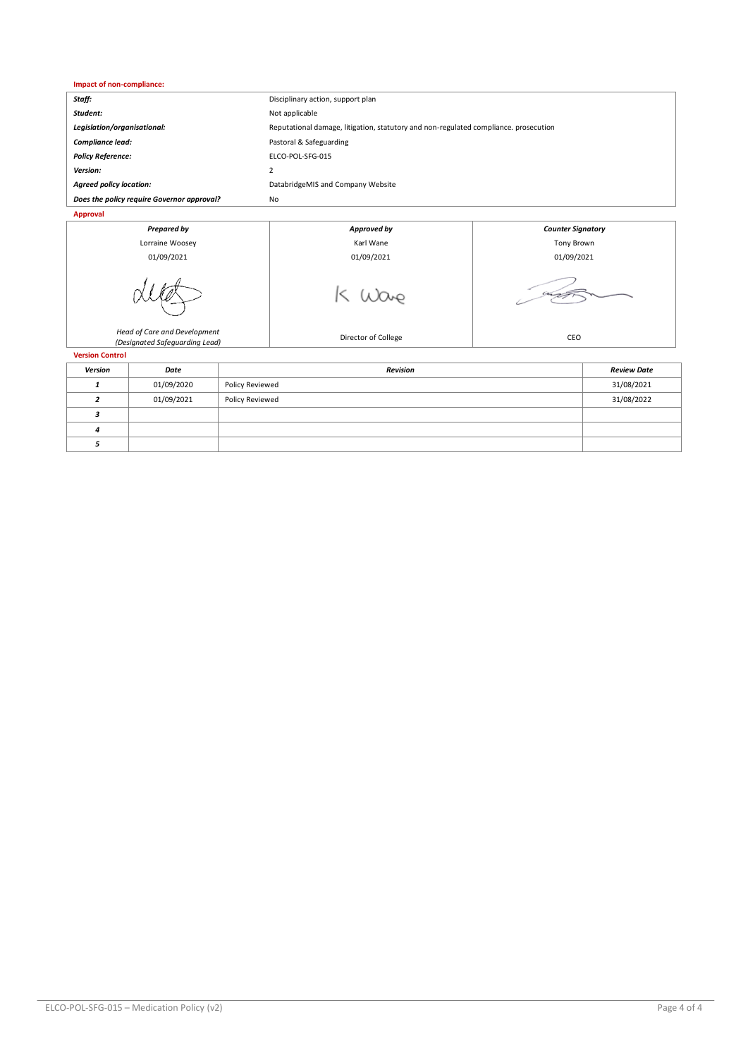**Impact of non-compliance:**

| | |
|---|---|
| ***Staff:*** | Disciplinary action, support plan |
| ***Student:*** | Not applicable |
| ***Legislation/organisational:*** | Reputational damage, litigation, statutory and non-regulated compliance. prosecution |
| ***Compliance lead:*** | Pastoral & Safeguarding |
| ***Policy Reference:*** | ELCO-POL-SFG-015 |
| ***Version:*** | 2 |
| ***Agreed policy location:*** | DatabridgeMIS and Company Website |
| ***Does the policy require Governor approval?*** | No |

**Approval**

| ***Prepared by*** | ***Approved by*** | ***Counter Signatory*** |
|---|---|---|
| Lorraine Woosey | Karl Wane | Tony Brown |
| 01/09/2021 | 01/09/2021 | 01/09/2021 |
| *Head of Care and Development (Designated Safeguarding Lead)* | Director of College | CEO |

**Version Control**

| ***Version*** | ***Date*** | ***Revision*** | ***Review Date*** |
|---|---|---|---|
| ***1*** | 01/09/2020 | Policy Reviewed | 31/08/2021 |
| ***2*** | 01/09/2021 | Policy Reviewed | 31/08/2022 |
| ***3*** | | | |
| ***4*** | | | |
| ***5*** | | | |